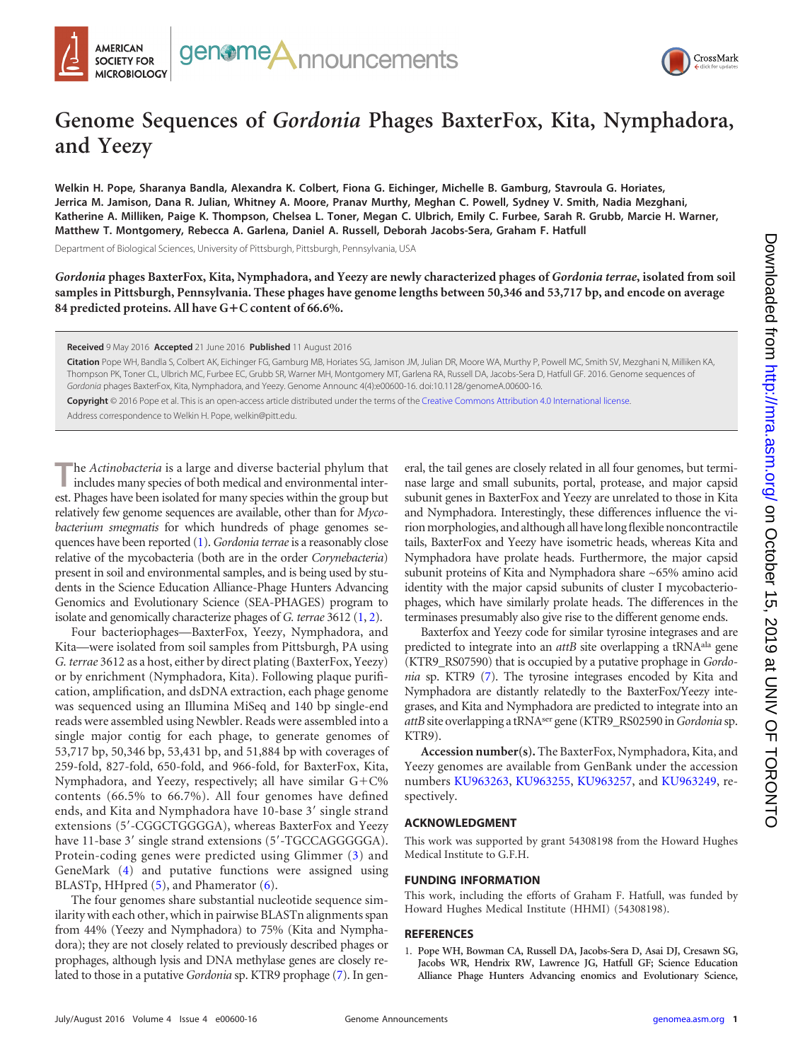# Genome Sequences of *Gordonia* Phages BaxterFox, Kita, Nymphadora, and Yeezy

**Welkin H. Pope, Sharanya Bandla, Alexandra K. Colbert, Fiona G. Eichinger, Michelle B. Gamburg, Stavroula G. Horiates, Jerrica M. Jamison, Dana R. Julian, Whitney A. Moore, Pranav Murthy, Meghan C. Powell, Sydney V. Smith, Nadia Mezghani, Katherine A. Milliken, Paige K. Thompson, Chelsea L. Toner, Megan C. Ulbrich, Emily C. Furbee, Sarah R. Grubb, Marcie H. Warner, Matthew T. Montgomery, Rebecca A. Garlena, Daniel A. Russell, Deborah Jacobs-Sera, Graham F. Hatfull**

Department of Biological Sciences, University of Pittsburgh, Pittsburgh, Pennsylvania, USA

***Gordonia* phages BaxterFox, Kita, Nymphadora, and Yeezy are newly characterized phages of *Gordonia terrae*, isolated from soil samples in Pittsburgh, Pennsylvania. These phages have genome lengths between 50,346 and 53,717 bp, and encode on average 84 predicted proteins. All have G+C content of 66.6%.**

**Received** 9 May 2016 **Accepted** 21 June 2016 **Published** 11 August 2016

**Citation** Pope WH, Bandla S, Colbert AK, Eichinger FG, Gamburg MB, Horiates SG, Jamison JM, Julian DR, Moore WA, Murthy P, Powell MC, Smith SV, Mezghani N, Milliken KA, Thompson PK, Toner CL, Ulbrich MC, Furbee EC, Grubb SR, Warner MH, Montgomery MT, Garlena RA, Russell DA, Jacobs-Sera D, Hatfull GF. 2016. Genome sequences of *Gordonia* phages BaxterFox, Kita, Nymphadora, and Yeezy. Genome Announc 4(4):e00600-16. doi:10.1128/genomeA.00600-16.

**Copyright** © 2016 Pope et al. This is an open-access article distributed under the terms of the Creative Commons Attribution 4.0 International license.

Address correspondence to Welkin H. Pope, welkin@pitt.edu.

The *Actinobacteria* is a large and diverse bacterial phylum that includes many species of both medical and environmental interest. Phages have been isolated for many species within the group but relatively few genome sequences are available, other than for *Mycobacterium smegmatis* for which hundreds of phage genomes sequences have been reported (1). *Gordonia terrae* is a reasonably close relative of the mycobacteria (both are in the order *Corynebacteria*) present in soil and environmental samples, and is being used by students in the Science Education Alliance-Phage Hunters Advancing Genomics and Evolutionary Science (SEA-PHAGES) program to isolate and genomically characterize phages of *G. terrae* 3612 (1, 2).

Four bacteriophages—BaxterFox, Yeezy, Nymphadora, and Kita—were isolated from soil samples from Pittsburgh, PA using *G. terrae* 3612 as a host, either by direct plating (BaxterFox, Yeezy) or by enrichment (Nymphadora, Kita). Following plaque purification, amplification, and dsDNA extraction, each phage genome was sequenced using an Illumina MiSeq and 140 bp single-end reads were assembled using Newbler. Reads were assembled into a single major contig for each phage, to generate genomes of 53,717 bp, 50,346 bp, 53,431 bp, and 51,884 bp with coverages of 259-fold, 827-fold, 650-fold, and 966-fold, for BaxterFox, Kita, Nymphadora, and Yeezy, respectively; all have similar G+C% contents (66.5% to 66.7%). All four genomes have defined ends, and Kita and Nymphadora have 10-base 3′ single strand extensions (5′-CGGCTGGGGA), whereas BaxterFox and Yeezy have 11-base 3′ single strand extensions (5′-TGCCAGGGGGA). Protein-coding genes were predicted using Glimmer (3) and GeneMark (4) and putative functions were assigned using BLASTp, HHpred (5), and Phamerator (6).

The four genomes share substantial nucleotide sequence similarity with each other, which in pairwise BLASTn alignments span from 44% (Yeezy and Nymphadora) to 75% (Kita and Nymphadora); they are not closely related to previously described phages or prophages, although lysis and DNA methylase genes are closely related to those in a putative *Gordonia* sp. KTR9 prophage (7). In general, the tail genes are closely related in all four genomes, but terminase large and small subunits, portal, protease, and major capsid subunit genes in BaxterFox and Yeezy are unrelated to those in Kita and Nymphadora. Interestingly, these differences influence the virion morphologies, and although all have long flexible noncontractile tails, BaxterFox and Yeezy have isometric heads, whereas Kita and Nymphadora have prolate heads. Furthermore, the major capsid subunit proteins of Kita and Nymphadora share ~65% amino acid identity with the major capsid subunits of cluster I mycobacteriophages, which have similarly prolate heads. The differences in the terminases presumably also give rise to the different genome ends.

Baxterfox and Yeezy code for similar tyrosine integrases and are predicted to integrate into an *attB* site overlapping a tRNA$^{ala}$ gene (KTR9_RS07590) that is occupied by a putative prophage in *Gordonia* sp. KTR9 (7). The tyrosine integrases encoded by Kita and Nymphadora are distantly relatedly to the BaxterFox/Yeezy integrases, and Kita and Nymphadora are predicted to integrate into an *attB* site overlapping a tRNA$^{ser}$ gene (KTR9_RS02590 in *Gordonia* sp. KTR9).

**Accession number(s).** The BaxterFox, Nymphadora, Kita, and Yeezy genomes are available from GenBank under the accession numbers KU963263, KU963255, KU963257, and KU963249, respectively.

## ACKNOWLEDGMENT

This work was supported by grant 54308198 from the Howard Hughes Medical Institute to G.F.H.

## FUNDING INFORMATION

This work, including the efforts of Graham F. Hatfull, was funded by Howard Hughes Medical Institute (HHMI) (54308198).

## REFERENCES

1. **Pope WH, Bowman CA, Russell DA, Jacobs-Sera D, Asai DJ, Cresawn SG, Jacobs WR, Hendrix RW, Lawrence JG, Hatfull GF; Science Education Alliance Phage Hunters Advancing enomics and Evolutionary Science,**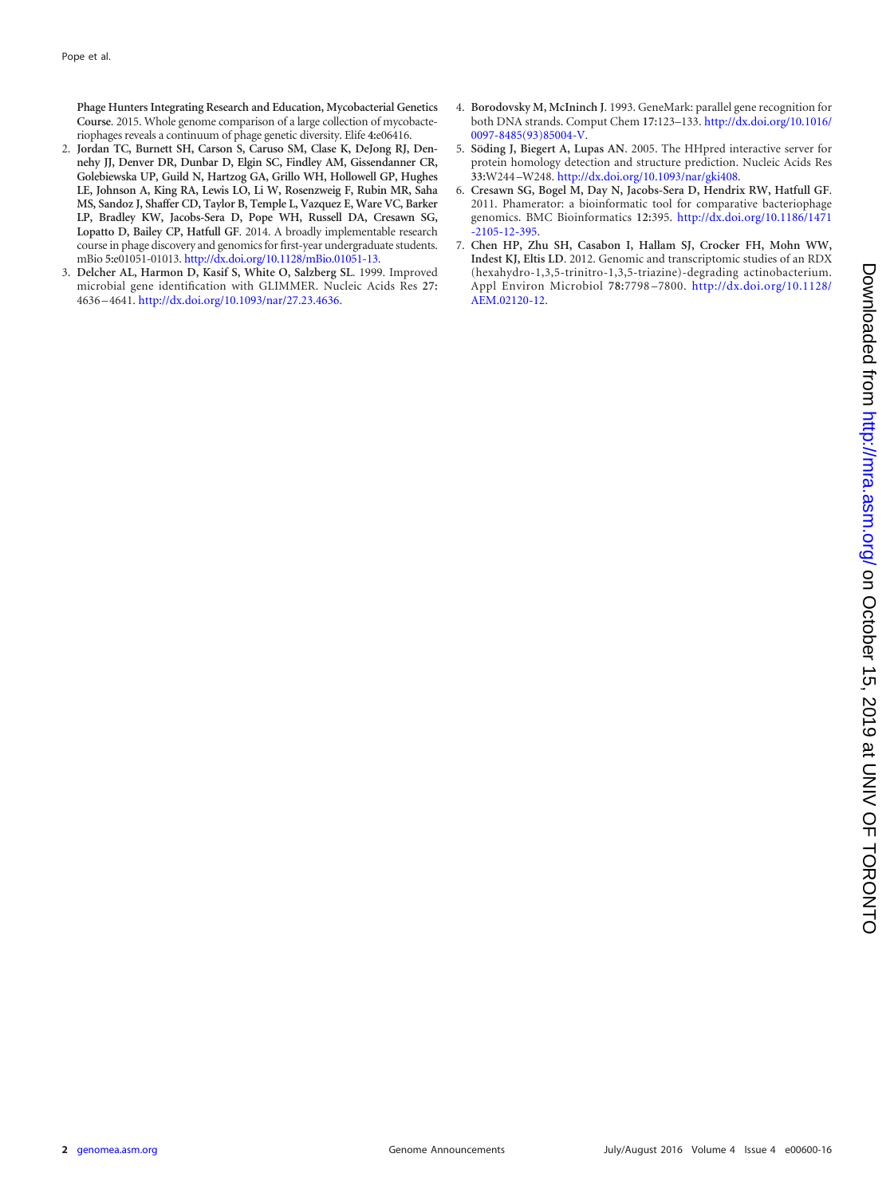Phage Hunters Integrating Research and Education, Mycobacterial Genetics Course. 2015. Whole genome comparison of a large collection of mycobacteriophages reveals a continuum of phage genetic diversity. Elife 4:e06416.

2. Jordan TC, Burnett SH, Carson S, Caruso SM, Clase K, DeJong RJ, Dennehy JJ, Denver DR, Dunbar D, Elgin SC, Findley AM, Gissendanner CR, Golebiewska UP, Guild N, Hartzog GA, Grillo WH, Hollowell GP, Hughes LE, Johnson A, King RA, Lewis LO, Li W, Rosenzweig F, Rubin MR, Saha MS, Sandoz J, Shaffer CD, Taylor B, Temple L, Vazquez E, Ware VC, Barker LP, Bradley KW, Jacobs-Sera D, Pope WH, Russell DA, Cresawn SG, Lopatto D, Bailey CP, Hatfull GF. 2014. A broadly implementable research course in phage discovery and genomics for first-year undergraduate students. mBio 5:e01051-01013. http://dx.doi.org/10.1128/mBio.01051-13.
3. Delcher AL, Harmon D, Kasif S, White O, Salzberg SL. 1999. Improved microbial gene identification with GLIMMER. Nucleic Acids Res 27:4636–4641. http://dx.doi.org/10.1093/nar/27.23.4636.
4. Borodovsky M, McIninch J. 1993. GeneMark: parallel gene recognition for both DNA strands. Comput Chem 17:123–133. http://dx.doi.org/10.1016/0097-8485(93)85004-V.
5. Söding J, Biegert A, Lupas AN. 2005. The HHpred interactive server for protein homology detection and structure prediction. Nucleic Acids Res 33:W244–W248. http://dx.doi.org/10.1093/nar/gki408.
6. Cresawn SG, Bogel M, Day N, Jacobs-Sera D, Hendrix RW, Hatfull GF. 2011. Phamerator: a bioinformatic tool for comparative bacteriophage genomics. BMC Bioinformatics 12:395. http://dx.doi.org/10.1186/1471-2105-12-395.
7. Chen HP, Zhu SH, Casabon I, Hallam SJ, Crocker FH, Mohn WW, Indest KJ, Eltis LD. 2012. Genomic and transcriptomic studies of an RDX (hexahydro-1,3,5-trinitro-1,3,5-triazine)-degrading actinobacterium. Appl Environ Microbiol 78:7798–7800. http://dx.doi.org/10.1128/AEM.02120-12.